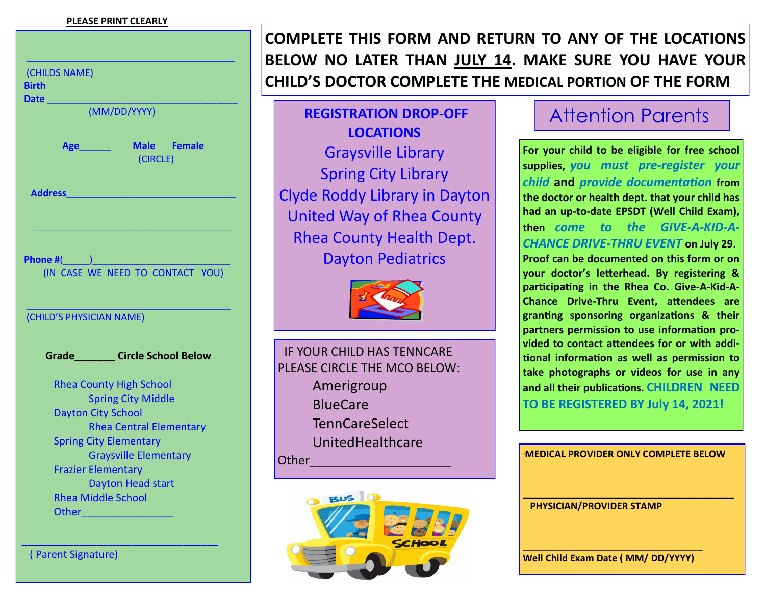**PLEASE PRINT CLEARLY**

______________________________________
(CHILDS NAME)

**Birth Date** __________________________________
(MM/DD/YYYY)

**Age**______ **Male** **Female**
(CIRCLE)

**Address**__________________________________

__________________________________________

**Phone #**(_____)__________________________
(IN CASE WE NEED TO CONTACT YOU)

__________________________________________
(CHILD'S PHYSICIAN NAME)

**Grade**_______ **Circle School Below**

- Rhea County High School
- Spring City Middle
- Dayton City School
- Rhea Central Elementary
- Spring City Elementary
- Graysville Elementary
- Frazier Elementary
- Dayton Head start
- Rhea Middle School
- Other_________________

___________________________________
( Parent Signature)

**COMPLETE THIS FORM AND RETURN TO ANY OF THE LOCATIONS BELOW NO LATER THAN JULY 14. MAKE SURE YOU HAVE YOUR CHILD'S DOCTOR COMPLETE THE MEDICAL PORTION OF THE FORM**

## REGISTRATION DROP-OFF LOCATIONS

Graysville Library
Spring City Library
Clyde Roddy Library in Dayton
United Way of Rhea County
Rhea County Health Dept.
Dayton Pediatrics

IF YOUR CHILD HAS TENNCARE PLEASE CIRCLE THE MCO BELOW:

- Amerigroup
- BlueCare
- TennCareSelect
- UnitedHealthcare

Other______________________

## Attention Parents

**For your child to be eligible for free school supplies, *you must pre-register your child* and *provide documentation* from the doctor or health dept. that your child has had an up-to-date EPSDT (Well Child Exam), then *come to the GIVE-A-KID-A-CHANCE DRIVE-THRU EVENT* on July 29. Proof can be documented on this form or on your doctor's letterhead. By registering & participating in the Rhea Co. Give-A-Kid-A-Chance Drive-Thru Event, attendees are granting sponsoring organizations & their partners permission to use information provided to contact attendees for or with additional information as well as permission to take photographs or videos for use in any and all their publications. CHILDREN NEED TO BE REGISTERED BY July 14, 2021!**

**MEDICAL PROVIDER ONLY COMPLETE BELOW**

__________________________________________
**PHYSICIAN/PROVIDER STAMP**

__________________________________
**Well Child Exam Date ( MM/ DD/YYYY)**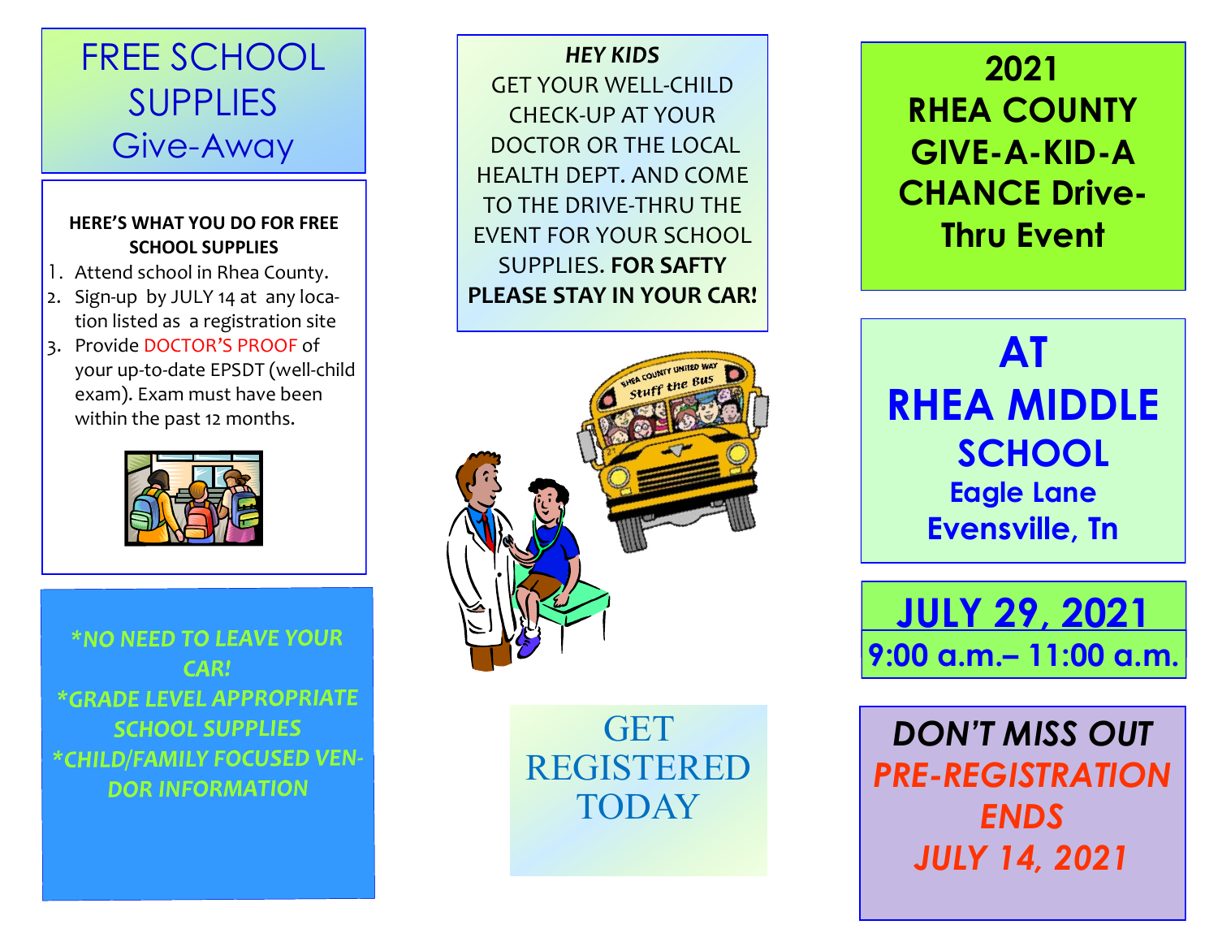# FREE SCHOOL SUPPLIES Give-Away

**HERE'S WHAT YOU DO FOR FREE SCHOOL SUPPLIES**

1. Attend school in Rhea County.
2. Sign-up by JULY 14 at any location listed as a registration site
3. Provide DOCTOR'S PROOF of your up-to-date EPSDT (well-child exam). Exam must have been within the past 12 months.

***NO NEED TO LEAVE YOUR CAR!***
***GRADE LEVEL APPROPRIATE SCHOOL SUPPLIES***
***CHILD/FAMILY FOCUSED VENDOR INFORMATION***

***HEY KIDS***

GET YOUR WELL-CHILD CHECK-UP AT YOUR DOCTOR OR THE LOCAL HEALTH DEPT. AND COME TO THE DRIVE-THRU THE EVENT FOR YOUR SCHOOL SUPPLIES. **FOR SAFTY PLEASE STAY IN YOUR CAR!**

GET REGISTERED TODAY

# 2021 RHEA COUNTY GIVE-A-KID-A CHANCE Drive-Thru Event

## AT RHEA MIDDLE SCHOOL

**Eagle Lane**
**Evensville, Tn**

## JULY 29, 2021

**9:00 a.m.– 11:00 a.m.**

***DON'T MISS OUT***
***PRE-REGISTRATION ENDS JULY 14, 2021***